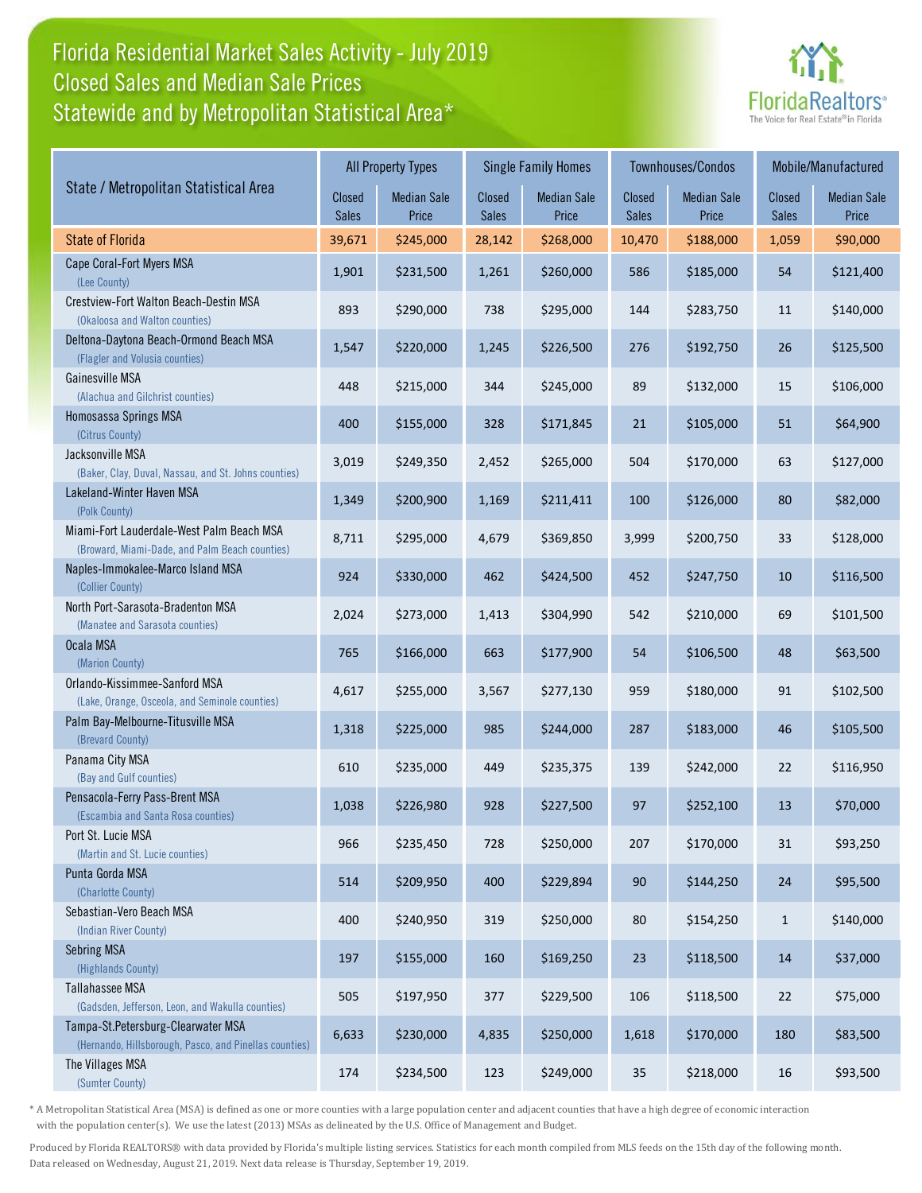# Florida Residential Market Sales Activity - July 2019
## Closed Sales and Median Sale Prices
## Statewide and by Metropolitan Statistical Area*

| State / Metropolitan Statistical Area | All Property Types | | Single Family Homes | | Townhouses/Condos | | Mobile/Manufactured | |
|---|---|---|---|---|---|---|---|---|
| | Closed Sales | Median Sale Price | Closed Sales | Median Sale Price | Closed Sales | Median Sale Price | Closed Sales | Median Sale Price |
| State of Florida | 39,671 | $245,000 | 28,142 | $268,000 | 10,470 | $188,000 | 1,059 | $90,000 |
| Cape Coral-Fort Myers MSA (Lee County) | 1,901 | $231,500 | 1,261 | $260,000 | 586 | $185,000 | 54 | $121,400 |
| Crestview-Fort Walton Beach-Destin MSA (Okaloosa and Walton counties) | 893 | $290,000 | 738 | $295,000 | 144 | $283,750 | 11 | $140,000 |
| Deltona-Daytona Beach-Ormond Beach MSA (Flagler and Volusia counties) | 1,547 | $220,000 | 1,245 | $226,500 | 276 | $192,750 | 26 | $125,500 |
| Gainesville MSA (Alachua and Gilchrist counties) | 448 | $215,000 | 344 | $245,000 | 89 | $132,000 | 15 | $106,000 |
| Homosassa Springs MSA (Citrus County) | 400 | $155,000 | 328 | $171,845 | 21 | $105,000 | 51 | $64,900 |
| Jacksonville MSA (Baker, Clay, Duval, Nassau, and St. Johns counties) | 3,019 | $249,350 | 2,452 | $265,000 | 504 | $170,000 | 63 | $127,000 |
| Lakeland-Winter Haven MSA (Polk County) | 1,349 | $200,900 | 1,169 | $211,411 | 100 | $126,000 | 80 | $82,000 |
| Miami-Fort Lauderdale-West Palm Beach MSA (Broward, Miami-Dade, and Palm Beach counties) | 8,711 | $295,000 | 4,679 | $369,850 | 3,999 | $200,750 | 33 | $128,000 |
| Naples-Immokalee-Marco Island MSA (Collier County) | 924 | $330,000 | 462 | $424,500 | 452 | $247,750 | 10 | $116,500 |
| North Port-Sarasota-Bradenton MSA (Manatee and Sarasota counties) | 2,024 | $273,000 | 1,413 | $304,990 | 542 | $210,000 | 69 | $101,500 |
| Ocala MSA (Marion County) | 765 | $166,000 | 663 | $177,900 | 54 | $106,500 | 48 | $63,500 |
| Orlando-Kissimmee-Sanford MSA (Lake, Orange, Osceola, and Seminole counties) | 4,617 | $255,000 | 3,567 | $277,130 | 959 | $180,000 | 91 | $102,500 |
| Palm Bay-Melbourne-Titusville MSA (Brevard County) | 1,318 | $225,000 | 985 | $244,000 | 287 | $183,000 | 46 | $105,500 |
| Panama City MSA (Bay and Gulf counties) | 610 | $235,000 | 449 | $235,375 | 139 | $242,000 | 22 | $116,950 |
| Pensacola-Ferry Pass-Brent MSA (Escambia and Santa Rosa counties) | 1,038 | $226,980 | 928 | $227,500 | 97 | $252,100 | 13 | $70,000 |
| Port St. Lucie MSA (Martin and St. Lucie counties) | 966 | $235,450 | 728 | $250,000 | 207 | $170,000 | 31 | $93,250 |
| Punta Gorda MSA (Charlotte County) | 514 | $209,950 | 400 | $229,894 | 90 | $144,250 | 24 | $95,500 |
| Sebastian-Vero Beach MSA (Indian River County) | 400 | $240,950 | 319 | $250,000 | 80 | $154,250 | 1 | $140,000 |
| Sebring MSA (Highlands County) | 197 | $155,000 | 160 | $169,250 | 23 | $118,500 | 14 | $37,000 |
| Tallahassee MSA (Gadsden, Jefferson, Leon, and Wakulla counties) | 505 | $197,950 | 377 | $229,500 | 106 | $118,500 | 22 | $75,000 |
| Tampa-St.Petersburg-Clearwater MSA (Hernando, Hillsborough, Pasco, and Pinellas counties) | 6,633 | $230,000 | 4,835 | $250,000 | 1,618 | $170,000 | 180 | $83,500 |
| The Villages MSA (Sumter County) | 174 | $234,500 | 123 | $249,000 | 35 | $218,000 | 16 | $93,500 |

* A Metropolitan Statistical Area (MSA) is defined as one or more counties with a large population center and adjacent counties that have a high degree of economic interaction with the population center(s). We use the latest (2013) MSAs as delineated by the U.S. Office of Management and Budget.

Produced by Florida REALTORS® with data provided by Florida's multiple listing services. Statistics for each month compiled from MLS feeds on the 15th day of the following month. Data released on Wednesday, August 21, 2019. Next data release is Thursday, September 19, 2019.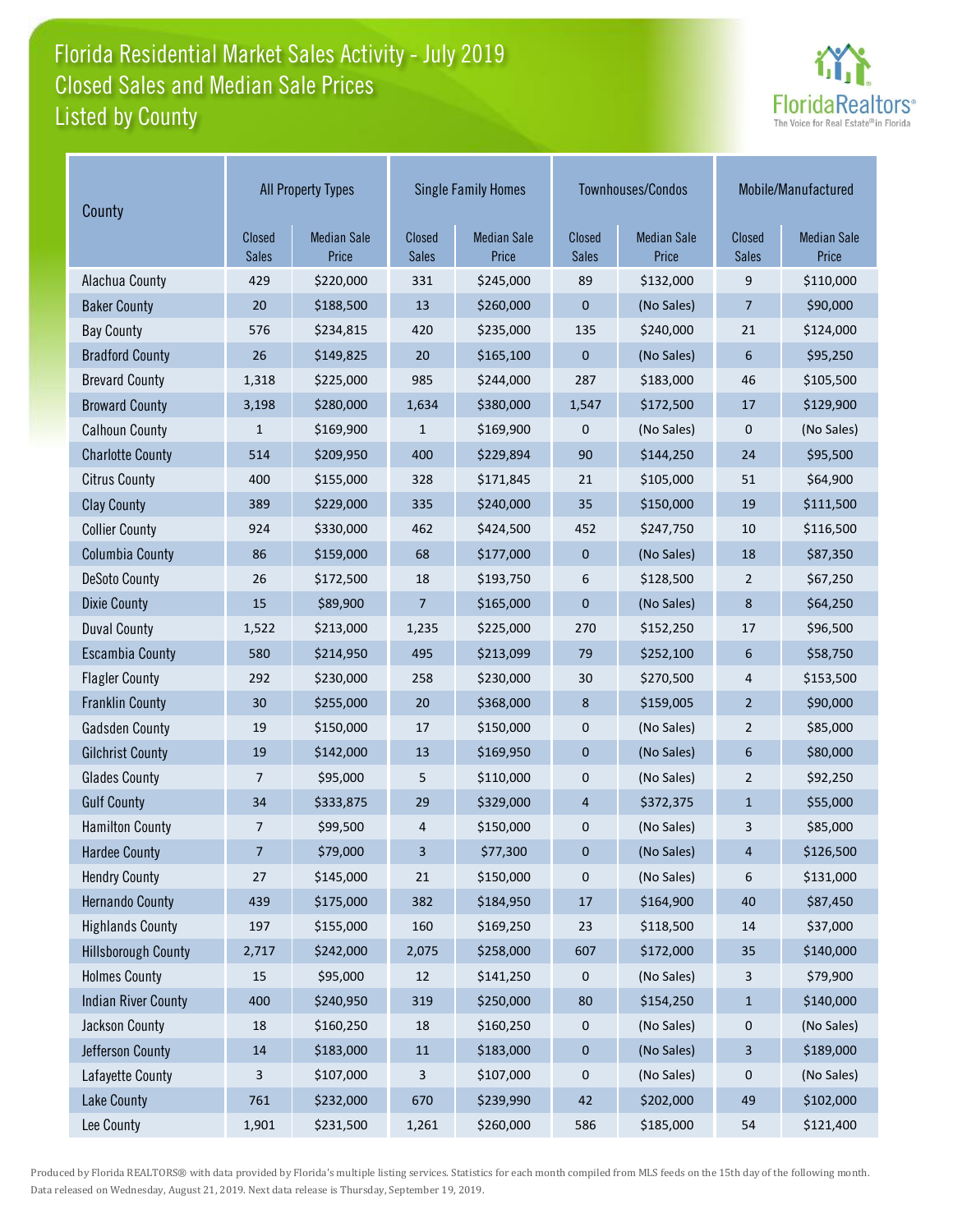# Florida Residential Market Sales Activity - July 2019
## Closed Sales and Median Sale Prices
## Listed by County

| County | All Property Types | | Single Family Homes | | Townhouses/Condos | | Mobile/Manufactured | |
|---|---|---|---|---|---|---|---|---|
| | Closed Sales | Median Sale Price | Closed Sales | Median Sale Price | Closed Sales | Median Sale Price | Closed Sales | Median Sale Price |
| Alachua County | 429 | $220,000 | 331 | $245,000 | 89 | $132,000 | 9 | $110,000 |
| Baker County | 20 | $188,500 | 13 | $260,000 | 0 | (No Sales) | 7 | $90,000 |
| Bay County | 576 | $234,815 | 420 | $235,000 | 135 | $240,000 | 21 | $124,000 |
| Bradford County | 26 | $149,825 | 20 | $165,100 | 0 | (No Sales) | 6 | $95,250 |
| Brevard County | 1,318 | $225,000 | 985 | $244,000 | 287 | $183,000 | 46 | $105,500 |
| Broward County | 3,198 | $280,000 | 1,634 | $380,000 | 1,547 | $172,500 | 17 | $129,900 |
| Calhoun County | 1 | $169,900 | 1 | $169,900 | 0 | (No Sales) | 0 | (No Sales) |
| Charlotte County | 514 | $209,950 | 400 | $229,894 | 90 | $144,250 | 24 | $95,500 |
| Citrus County | 400 | $155,000 | 328 | $171,845 | 21 | $105,000 | 51 | $64,900 |
| Clay County | 389 | $229,000 | 335 | $240,000 | 35 | $150,000 | 19 | $111,500 |
| Collier County | 924 | $330,000 | 462 | $424,500 | 452 | $247,750 | 10 | $116,500 |
| Columbia County | 86 | $159,000 | 68 | $177,000 | 0 | (No Sales) | 18 | $87,350 |
| DeSoto County | 26 | $172,500 | 18 | $193,750 | 6 | $128,500 | 2 | $67,250 |
| Dixie County | 15 | $89,900 | 7 | $165,000 | 0 | (No Sales) | 8 | $64,250 |
| Duval County | 1,522 | $213,000 | 1,235 | $225,000 | 270 | $152,250 | 17 | $96,500 |
| Escambia County | 580 | $214,950 | 495 | $213,099 | 79 | $252,100 | 6 | $58,750 |
| Flagler County | 292 | $230,000 | 258 | $230,000 | 30 | $270,500 | 4 | $153,500 |
| Franklin County | 30 | $255,000 | 20 | $368,000 | 8 | $159,005 | 2 | $90,000 |
| Gadsden County | 19 | $150,000 | 17 | $150,000 | 0 | (No Sales) | 2 | $85,000 |
| Gilchrist County | 19 | $142,000 | 13 | $169,950 | 0 | (No Sales) | 6 | $80,000 |
| Glades County | 7 | $95,000 | 5 | $110,000 | 0 | (No Sales) | 2 | $92,250 |
| Gulf County | 34 | $333,875 | 29 | $329,000 | 4 | $372,375 | 1 | $55,000 |
| Hamilton County | 7 | $99,500 | 4 | $150,000 | 0 | (No Sales) | 3 | $85,000 |
| Hardee County | 7 | $79,000 | 3 | $77,300 | 0 | (No Sales) | 4 | $126,500 |
| Hendry County | 27 | $145,000 | 21 | $150,000 | 0 | (No Sales) | 6 | $131,000 |
| Hernando County | 439 | $175,000 | 382 | $184,950 | 17 | $164,900 | 40 | $87,450 |
| Highlands County | 197 | $155,000 | 160 | $169,250 | 23 | $118,500 | 14 | $37,000 |
| Hillsborough County | 2,717 | $242,000 | 2,075 | $258,000 | 607 | $172,000 | 35 | $140,000 |
| Holmes County | 15 | $95,000 | 12 | $141,250 | 0 | (No Sales) | 3 | $79,900 |
| Indian River County | 400 | $240,950 | 319 | $250,000 | 80 | $154,250 | 1 | $140,000 |
| Jackson County | 18 | $160,250 | 18 | $160,250 | 0 | (No Sales) | 0 | (No Sales) |
| Jefferson County | 14 | $183,000 | 11 | $183,000 | 0 | (No Sales) | 3 | $189,000 |
| Lafayette County | 3 | $107,000 | 3 | $107,000 | 0 | (No Sales) | 0 | (No Sales) |
| Lake County | 761 | $232,000 | 670 | $239,990 | 42 | $202,000 | 49 | $102,000 |
| Lee County | 1,901 | $231,500 | 1,261 | $260,000 | 586 | $185,000 | 54 | $121,400 |

Produced by Florida REALTORS® with data provided by Florida's multiple listing services. Statistics for each month compiled from MLS feeds on the 15th day of the following month. Data released on Wednesday, August 21, 2019. Next data release is Thursday, September 19, 2019.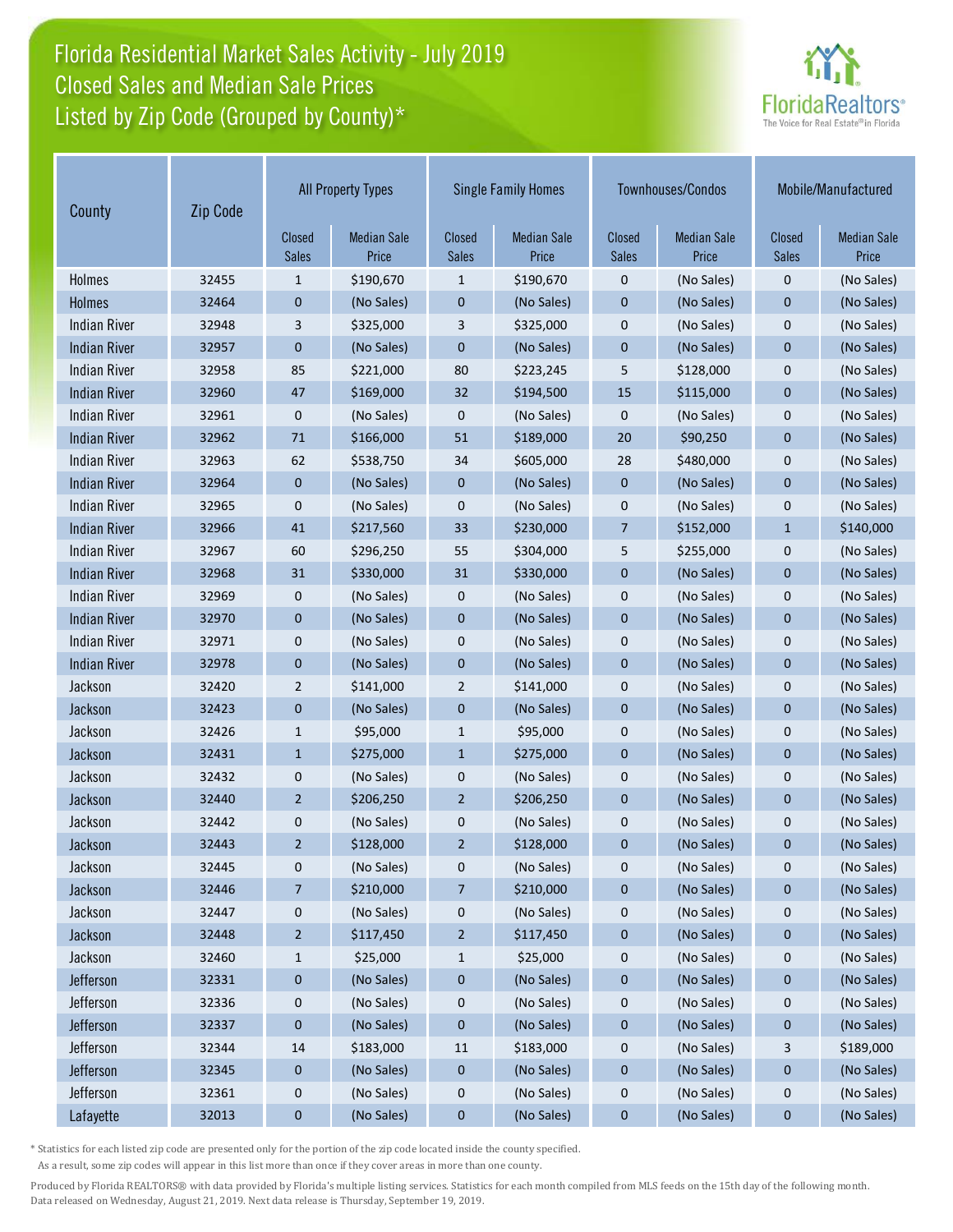# Florida Residential Market Sales Activity - July 2019
## Closed Sales and Median Sale Prices
## Listed by Zip Code (Grouped by County)*

| County | Zip Code | All Property Types | | Single Family Homes | | Townhouses/Condos | | Mobile/Manufactured | |
|---|---|---|---|---|---|---|---|---|---|
| | | Closed Sales | Median Sale Price | Closed Sales | Median Sale Price | Closed Sales | Median Sale Price | Closed Sales | Median Sale Price |
| Holmes | 32455 | 1 | $190,670 | 1 | $190,670 | 0 | (No Sales) | 0 | (No Sales) |
| Holmes | 32464 | 0 | (No Sales) | 0 | (No Sales) | 0 | (No Sales) | 0 | (No Sales) |
| Indian River | 32948 | 3 | $325,000 | 3 | $325,000 | 0 | (No Sales) | 0 | (No Sales) |
| Indian River | 32957 | 0 | (No Sales) | 0 | (No Sales) | 0 | (No Sales) | 0 | (No Sales) |
| Indian River | 32958 | 85 | $221,000 | 80 | $223,245 | 5 | $128,000 | 0 | (No Sales) |
| Indian River | 32960 | 47 | $169,000 | 32 | $194,500 | 15 | $115,000 | 0 | (No Sales) |
| Indian River | 32961 | 0 | (No Sales) | 0 | (No Sales) | 0 | (No Sales) | 0 | (No Sales) |
| Indian River | 32962 | 71 | $166,000 | 51 | $189,000 | 20 | $90,250 | 0 | (No Sales) |
| Indian River | 32963 | 62 | $538,750 | 34 | $605,000 | 28 | $480,000 | 0 | (No Sales) |
| Indian River | 32964 | 0 | (No Sales) | 0 | (No Sales) | 0 | (No Sales) | 0 | (No Sales) |
| Indian River | 32965 | 0 | (No Sales) | 0 | (No Sales) | 0 | (No Sales) | 0 | (No Sales) |
| Indian River | 32966 | 41 | $217,560 | 33 | $230,000 | 7 | $152,000 | 1 | $140,000 |
| Indian River | 32967 | 60 | $296,250 | 55 | $304,000 | 5 | $255,000 | 0 | (No Sales) |
| Indian River | 32968 | 31 | $330,000 | 31 | $330,000 | 0 | (No Sales) | 0 | (No Sales) |
| Indian River | 32969 | 0 | (No Sales) | 0 | (No Sales) | 0 | (No Sales) | 0 | (No Sales) |
| Indian River | 32970 | 0 | (No Sales) | 0 | (No Sales) | 0 | (No Sales) | 0 | (No Sales) |
| Indian River | 32971 | 0 | (No Sales) | 0 | (No Sales) | 0 | (No Sales) | 0 | (No Sales) |
| Indian River | 32978 | 0 | (No Sales) | 0 | (No Sales) | 0 | (No Sales) | 0 | (No Sales) |
| Jackson | 32420 | 2 | $141,000 | 2 | $141,000 | 0 | (No Sales) | 0 | (No Sales) |
| Jackson | 32423 | 0 | (No Sales) | 0 | (No Sales) | 0 | (No Sales) | 0 | (No Sales) |
| Jackson | 32426 | 1 | $95,000 | 1 | $95,000 | 0 | (No Sales) | 0 | (No Sales) |
| Jackson | 32431 | 1 | $275,000 | 1 | $275,000 | 0 | (No Sales) | 0 | (No Sales) |
| Jackson | 32432 | 0 | (No Sales) | 0 | (No Sales) | 0 | (No Sales) | 0 | (No Sales) |
| Jackson | 32440 | 2 | $206,250 | 2 | $206,250 | 0 | (No Sales) | 0 | (No Sales) |
| Jackson | 32442 | 0 | (No Sales) | 0 | (No Sales) | 0 | (No Sales) | 0 | (No Sales) |
| Jackson | 32443 | 2 | $128,000 | 2 | $128,000 | 0 | (No Sales) | 0 | (No Sales) |
| Jackson | 32445 | 0 | (No Sales) | 0 | (No Sales) | 0 | (No Sales) | 0 | (No Sales) |
| Jackson | 32446 | 7 | $210,000 | 7 | $210,000 | 0 | (No Sales) | 0 | (No Sales) |
| Jackson | 32447 | 0 | (No Sales) | 0 | (No Sales) | 0 | (No Sales) | 0 | (No Sales) |
| Jackson | 32448 | 2 | $117,450 | 2 | $117,450 | 0 | (No Sales) | 0 | (No Sales) |
| Jackson | 32460 | 1 | $25,000 | 1 | $25,000 | 0 | (No Sales) | 0 | (No Sales) |
| Jefferson | 32331 | 0 | (No Sales) | 0 | (No Sales) | 0 | (No Sales) | 0 | (No Sales) |
| Jefferson | 32336 | 0 | (No Sales) | 0 | (No Sales) | 0 | (No Sales) | 0 | (No Sales) |
| Jefferson | 32337 | 0 | (No Sales) | 0 | (No Sales) | 0 | (No Sales) | 0 | (No Sales) |
| Jefferson | 32344 | 14 | $183,000 | 11 | $183,000 | 0 | (No Sales) | 3 | $189,000 |
| Jefferson | 32345 | 0 | (No Sales) | 0 | (No Sales) | 0 | (No Sales) | 0 | (No Sales) |
| Jefferson | 32361 | 0 | (No Sales) | 0 | (No Sales) | 0 | (No Sales) | 0 | (No Sales) |
| Lafayette | 32013 | 0 | (No Sales) | 0 | (No Sales) | 0 | (No Sales) | 0 | (No Sales) |

\* Statistics for each listed zip code are presented only for the portion of the zip code located inside the county specified.
As a result, some zip codes will appear in this list more than once if they cover areas in more than one county.

Produced by Florida REALTORS® with data provided by Florida's multiple listing services. Statistics for each month compiled from MLS feeds on the 15th day of the following month.
Data released on Wednesday, August 21, 2019. Next data release is Thursday, September 19, 2019.